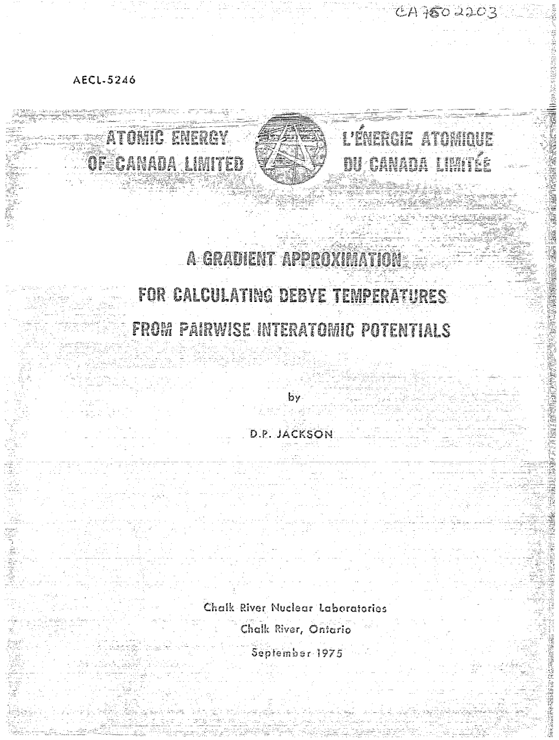CA7602203

AECL-5246

ATOMIC ENERGY OF CANADA LIMITED

L'ÉNERGIE ATOMIQUE DU CANADA LIMITÉE

# A GRADIENT APPROXIMATION FOR CALCULATING DEBYE TEMPERATURES FROM PAIRWISE INTERATOMIC POTENTIALS

by

D.P. JACKSON

Chalk River Nuclear Laboratories

Chalk River, Ontario

September 1975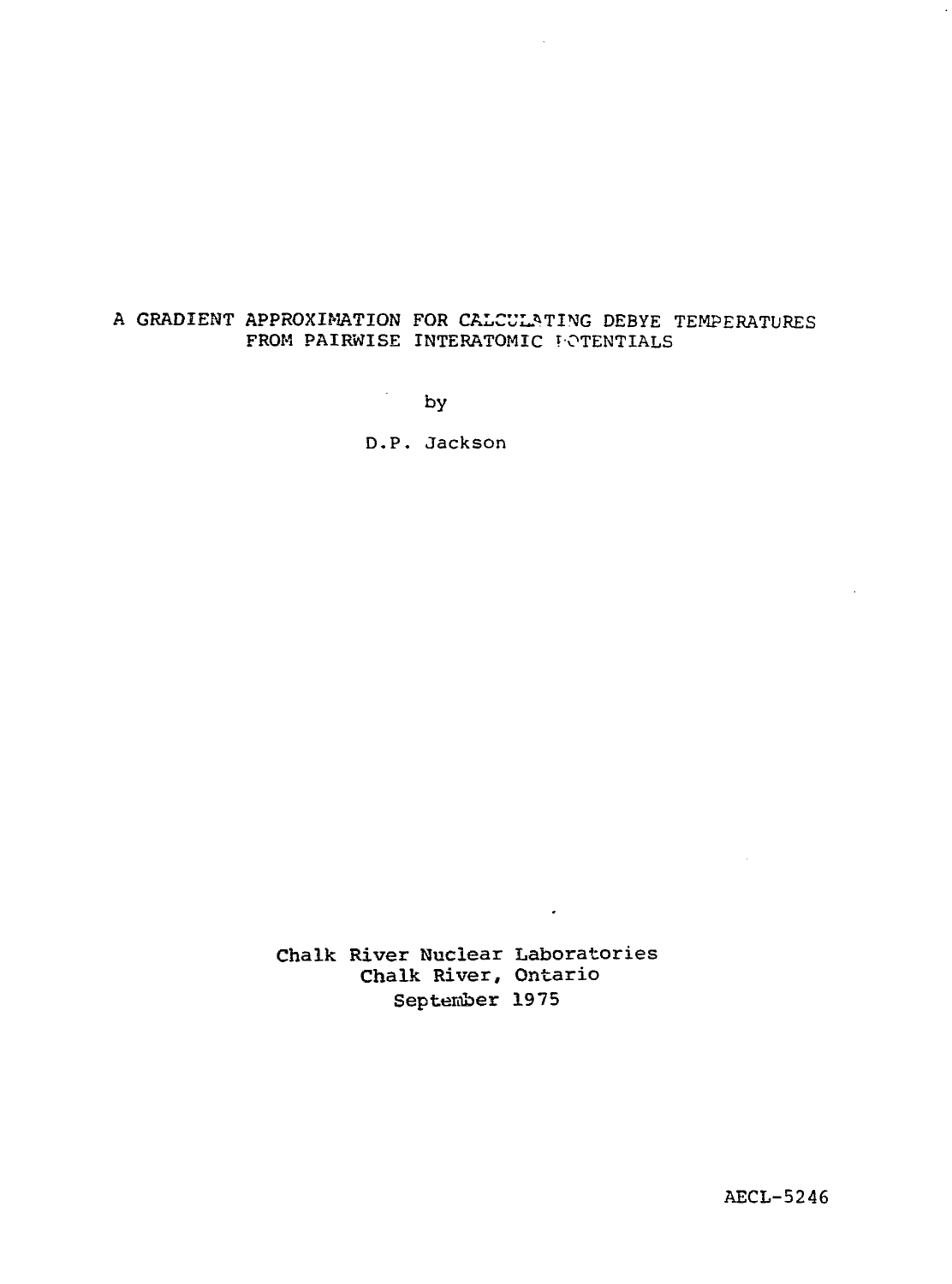# A GRADIENT APPROXIMATION FOR CALCULATING DEBYE TEMPERATURES FROM PAIRWISE INTERATOMIC POTENTIALS

by

D.P. Jackson

Chalk River Nuclear Laboratories
Chalk River, Ontario
September 1975

AECL-5246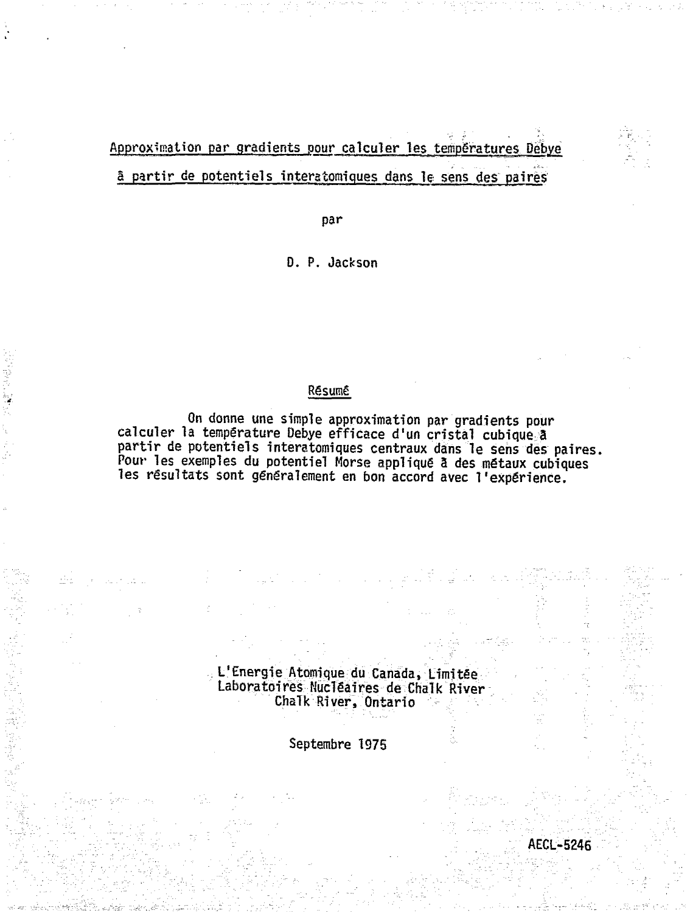# Approximation par gradients pour calculer les températures Debye à partir de potentiels interatomiques dans le sens des paires

par

D. P. Jackson

## Résumé

On donne une simple approximation par gradients pour calculer la température Debye efficace d'un cristal cubique à partir de potentiels interatomiques centraux dans le sens des paires. Pour les exemples du potentiel Morse appliqué à des métaux cubiques les résultats sont généralement en bon accord avec l'expérience.

L'Energie Atomique du Canada, Limitée
Laboratoires Nucléaires de Chalk River
Chalk River, Ontario

Septembre 1975

AECL-5246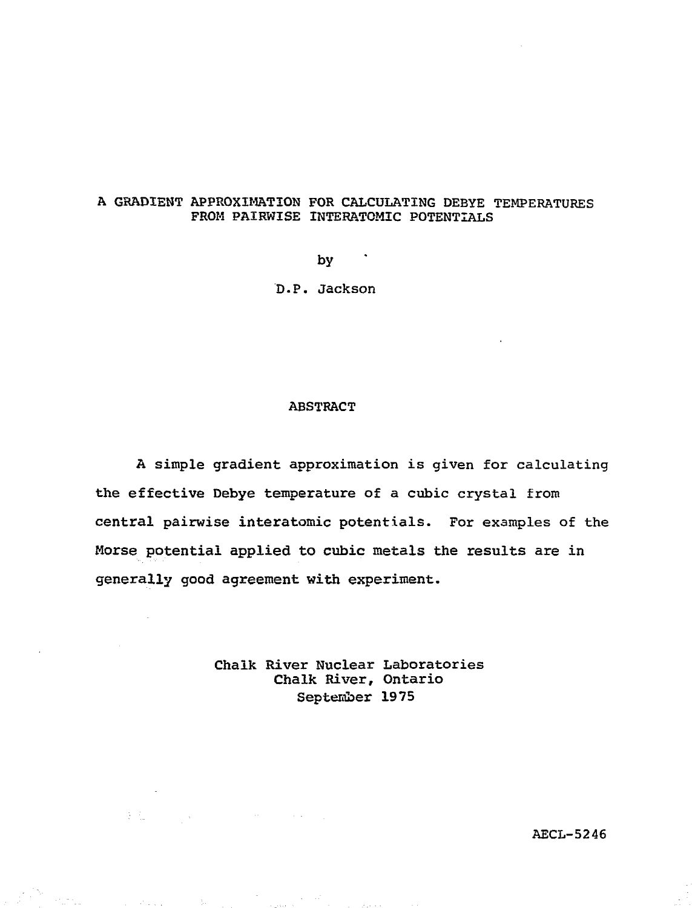# A GRADIENT APPROXIMATION FOR CALCULATING DEBYE TEMPERATURES FROM PAIRWISE INTERATOMIC POTENTIALS

by

D.P. Jackson

## ABSTRACT

A simple gradient approximation is given for calculating the effective Debye temperature of a cubic crystal from central pairwise interatomic potentials. For examples of the Morse potential applied to cubic metals the results are in generally good agreement with experiment.

Chalk River Nuclear Laboratories
Chalk River, Ontario
September 1975

AECL-5246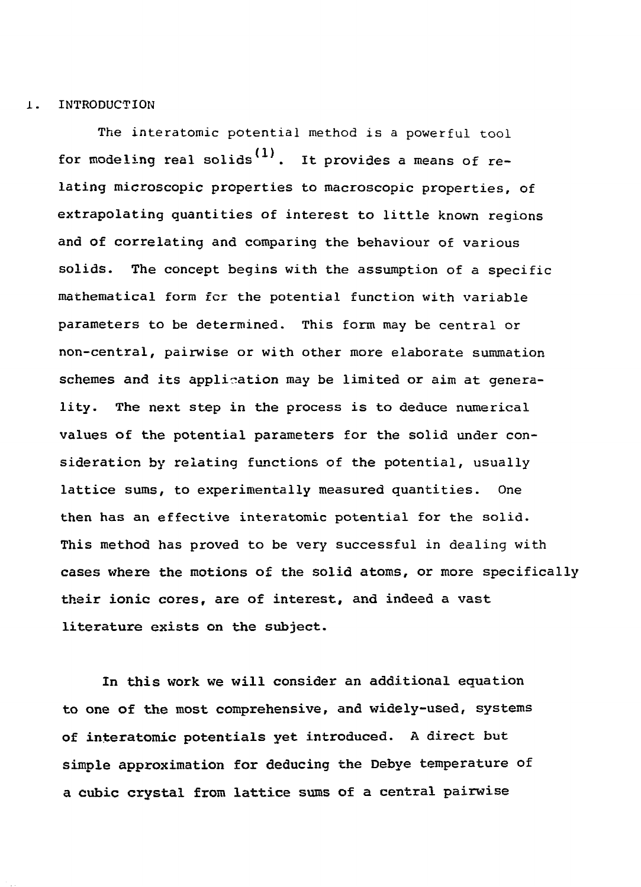## 1. INTRODUCTION

The interatomic potential method is a powerful tool for modeling real solids[1]. It provides a means of relating microscopic properties to macroscopic properties, of extrapolating quantities of interest to little known regions and of correlating and comparing the behaviour of various solids. The concept begins with the assumption of a specific mathematical form for the potential function with variable parameters to be determined. This form may be central or non-central, pairwise or with other more elaborate summation schemes and its application may be limited or aim at generality. The next step in the process is to deduce numerical values of the potential parameters for the solid under consideration by relating functions of the potential, usually lattice sums, to experimentally measured quantities. One then has an effective interatomic potential for the solid. This method has proved to be very successful in dealing with cases where the motions of the solid atoms, or more specifically their ionic cores, are of interest, and indeed a vast literature exists on the subject.

In this work we will consider an additional equation to one of the most comprehensive, and widely-used, systems of interatomic potentials yet introduced. A direct but simple approximation for deducing the Debye temperature of a cubic crystal from lattice sums of a central pairwise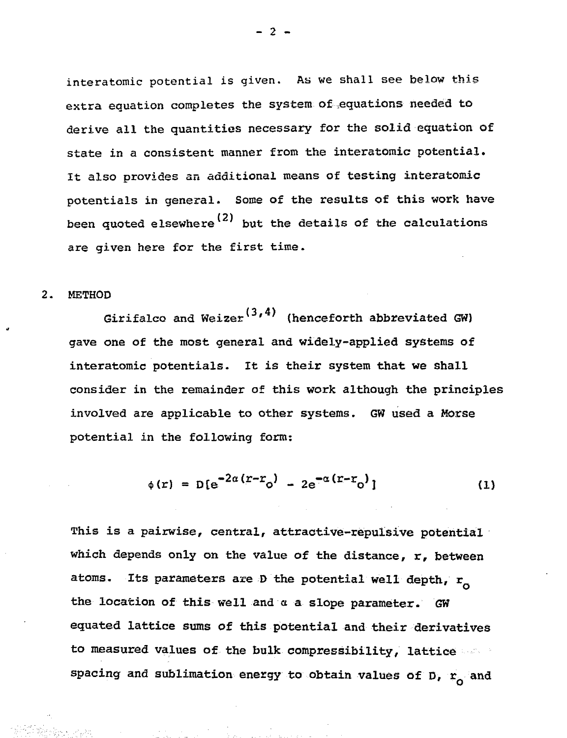interatomic potential is given. As we shall see below this extra equation completes the system of equations needed to derive all the quantities necessary for the solid equation of state in a consistent manner from the interatomic potential. It also provides an additional means of testing interatomic potentials in general. Some of the results of this work have been quoted elsewhere[2] but the details of the calculations are given here for the first time.

## 2. METHOD

Girifalco and Weizer[3,4] (henceforth abbreviated GW) gave one of the most general and widely-applied systems of interatomic potentials. It is their system that we shall consider in the remainder of this work although the principles involved are applicable to other systems. GW used a Morse potential in the following form:

$$\phi(r) = D[e^{-2\alpha(r-r_o)} - 2e^{-\alpha(r-r_o)}] \tag{1}$$

This is a pairwise, central, attractive-repulsive potential which depends only on the value of the distance, $r$, between atoms. Its parameters are $D$ the potential well depth, $r_o$ the location of this well and $\alpha$ a slope parameter. GW equated lattice sums of this potential and their derivatives to measured values of the bulk compressibility, lattice spacing and sublimation energy to obtain values of $D$, $r_o$ and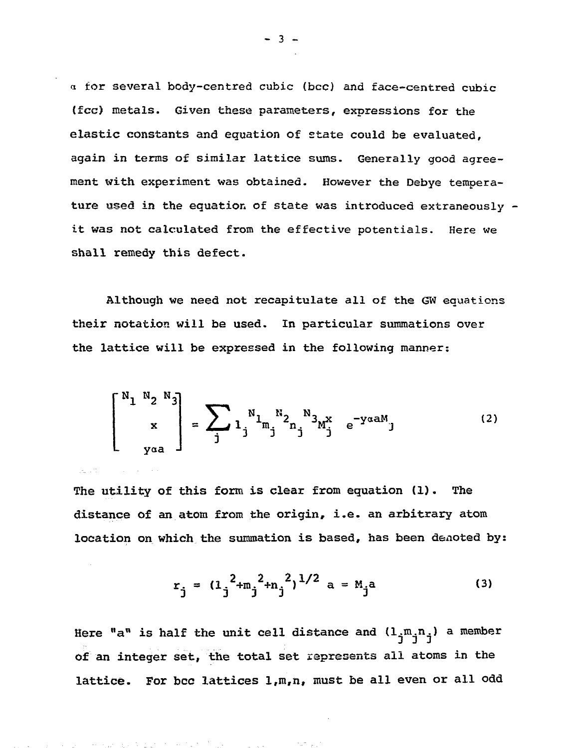α for several body-centred cubic (bcc) and face-centred cubic (fcc) metals. Given these parameters, expressions for the elastic constants and equation of state could be evaluated, again in terms of similar lattice sums. Generally good agreement with experiment was obtained. However the Debye temperature used in the equation of state was introduced extraneously - it was not calculated from the effective potentials. Here we shall remedy this defect.

Although we need not recapitulate all of the GW equations their notation will be used. In particular summations over the lattice will be expressed in the following manner:

$$\begin{bmatrix} N_1 \; N_2 \; N_3 \\ x \\ y\alpha a \end{bmatrix} = \sum_j l_j^{N_1} m_j^{N_2} n_j^{N_3} M_j^x \; e^{-y\alpha a M_j} \tag{2}$$

The utility of this form is clear from equation (1). The distance of an atom from the origin, i.e. an arbitrary atom location on which the summation is based, has been denoted by:

$$r_j = (l_j^{\,2}+m_j^{\,2}+n_j^{\,2})^{1/2} \; a = M_j a \tag{3}$$

Here "a" is half the unit cell distance and $(l_j m_j n_j)$ a member of an integer set, the total set represents all atoms in the lattice. For bcc lattices l,m,n, must be all even or all odd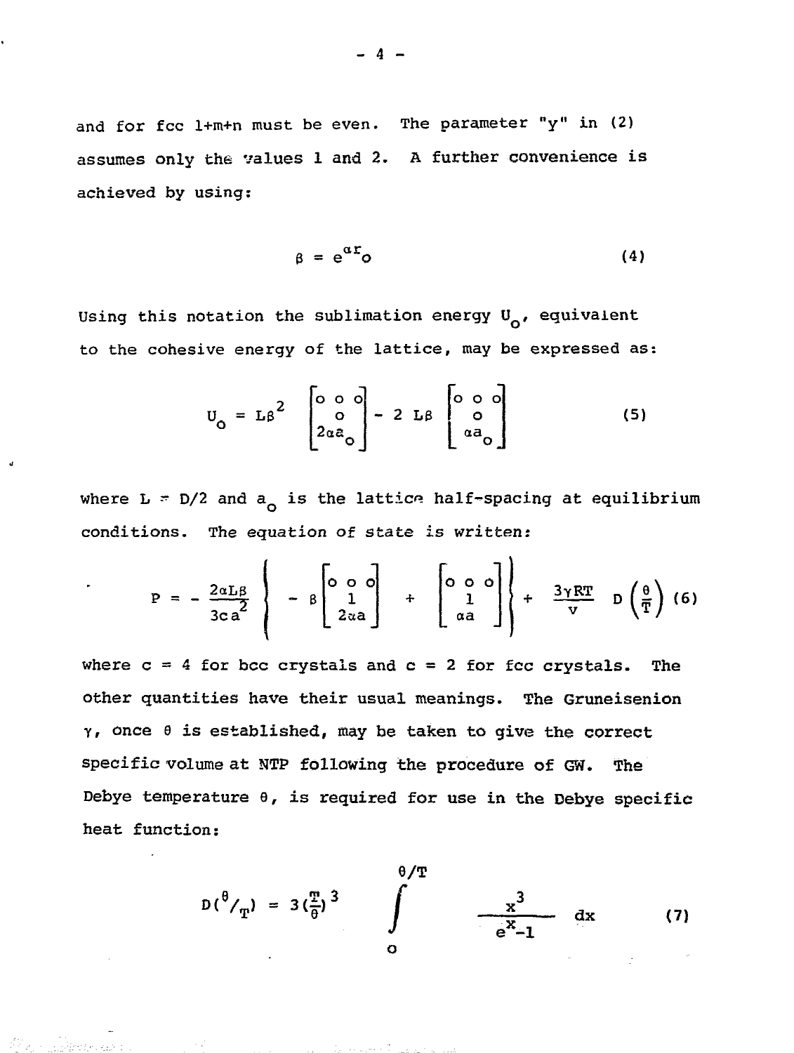and for fcc l+m+n must be even. The parameter "y" in (2) assumes only the values 1 and 2. A further convenience is achieved by using:

$$\beta = e^{\alpha r_o} \tag{4}$$

Using this notation the sublimation energy $U_o$, equivalent to the cohesive energy of the lattice, may be expressed as:

$$U_o = L\beta^2 \begin{bmatrix} o & o & o \\ & o & \\ & 2\alpha a_o & \end{bmatrix} - 2\,L\beta \begin{bmatrix} o & o & o \\ & o & \\ & \alpha a_o & \end{bmatrix} \tag{5}$$

where $L = D/2$ and $a_o$ is the lattice half-spacing at equilibrium conditions. The equation of state is written:

$$P = -\frac{2\alpha L\beta}{3ca^2}\left\{ -\beta\begin{bmatrix} o & o & o \\ & 1 & \\ & 2\alpha a & \end{bmatrix} + \begin{bmatrix} o & o & o \\ & 1 & \\ & \alpha a & \end{bmatrix}\right\} + \frac{3\gamma RT}{V}\,D\left(\frac{\theta}{T}\right) \tag{6}$$

where c = 4 for bcc crystals and c = 2 for fcc crystals. The other quantities have their usual meanings. The Gruneisenion $\gamma$, once $\theta$ is established, may be taken to give the correct specific volume at NTP following the procedure of GW. The Debye temperature $\theta$, is required for use in the Debye specific heat function:

$$D(^{\theta}/_{T}) = 3\left(\frac{T}{\theta}\right)^3 \int_o^{\theta/T} \frac{x^3}{e^x - 1}\,dx \tag{7}$$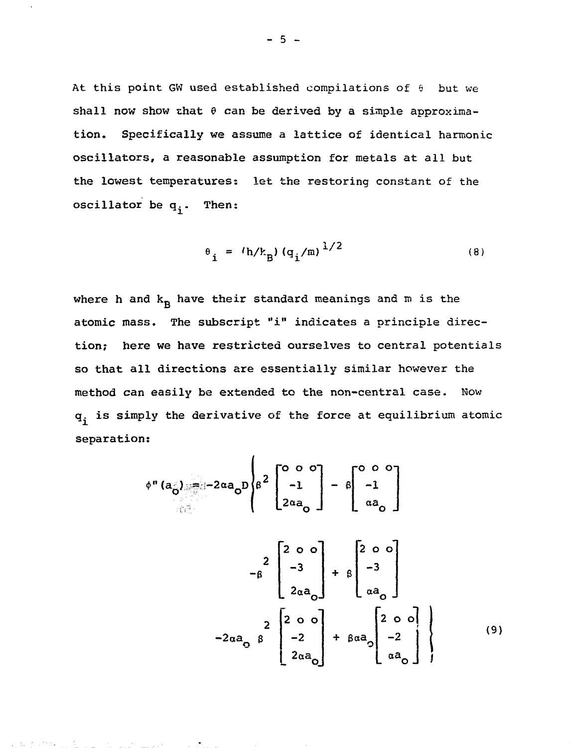At this point GW used established compilations of $\theta$ but we shall now show that $\theta$ can be derived by a simple approximation. Specifically we assume a lattice of identical harmonic oscillators, a reasonable assumption for metals at all but the lowest temperatures: let the restoring constant of the oscillator be $q_i$. Then:

$$\theta_i = (h/k_B)(q_i/m)^{1/2} \tag{8}$$

where h and $k_B$ have their standard meanings and m is the atomic mass. The subscript "i" indicates a principle direction; here we have restricted ourselves to central potentials so that all directions are essentially similar however the method can easily be extended to the non-central case. Now $q_i$ is simply the derivative of the force at equilibrium atomic separation:

$$\phi''(a_o) = -2\alpha a_o D \left\{ \beta^2 \begin{bmatrix} 0\ 0\ 0 \\ -1 \\ 2\alpha a_o \end{bmatrix} - \beta \begin{bmatrix} 0\ 0\ 0 \\ -1 \\ \alpha a_o \end{bmatrix} - \beta^2 \begin{bmatrix} 2\ 0\ 0 \\ -3 \\ 2\alpha a_o \end{bmatrix} + \beta \begin{bmatrix} 2\ 0\ 0 \\ -3 \\ \alpha a_o \end{bmatrix} - 2\alpha a_o \beta^2 \begin{bmatrix} 2\ 0\ 0 \\ -2 \\ 2\alpha a_o \end{bmatrix} + \beta \alpha a_o \begin{bmatrix} 2\ 0\ 0 \\ -2 \\ \alpha a_o \end{bmatrix} \right\} \tag{9}$$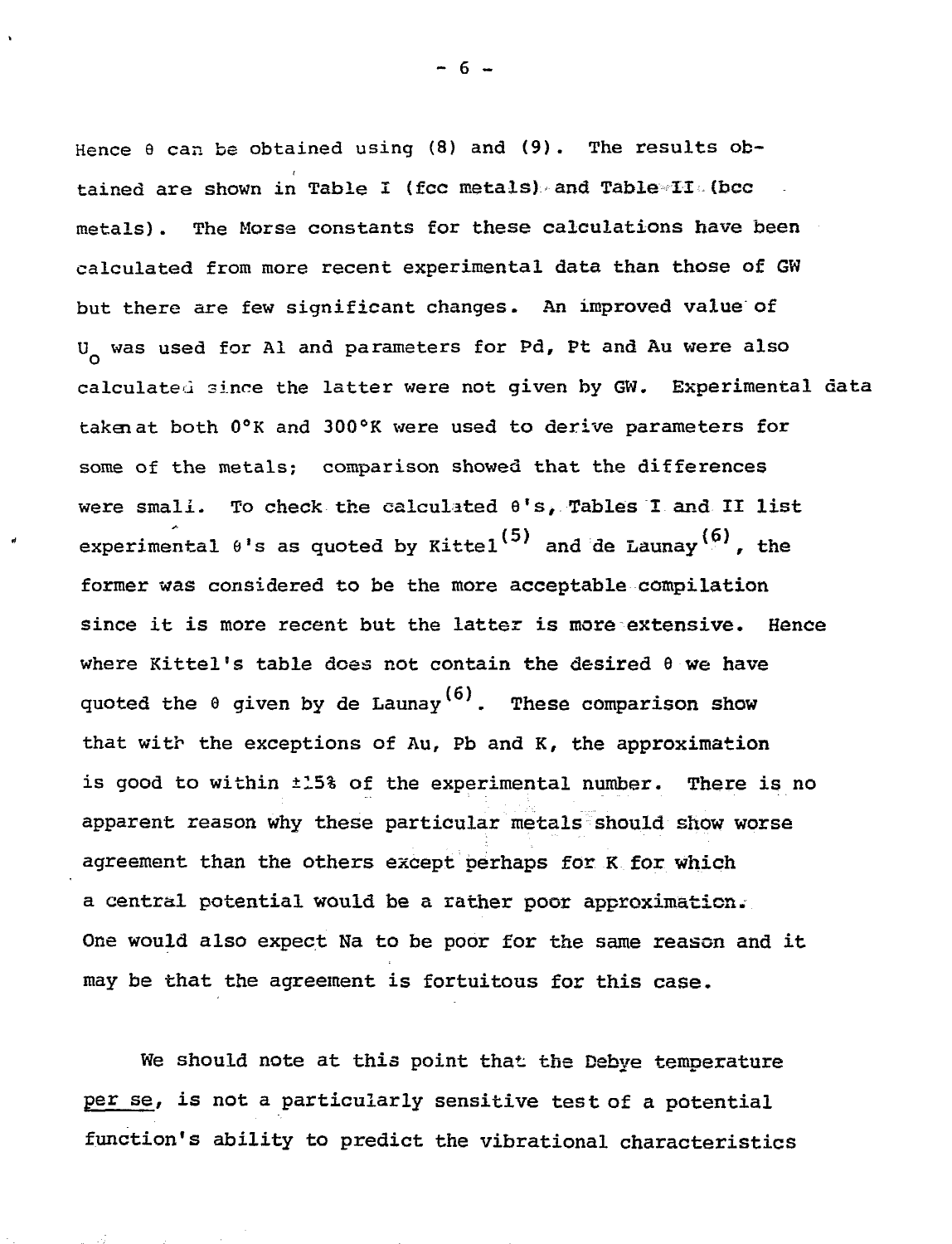Hence $\theta$ can be obtained using (8) and (9). The results obtained are shown in Table I (fcc metals) and Table II (bcc metals). The Morse constants for these calculations have been calculated from more recent experimental data than those of GW but there are few significant changes. An improved value of $U_o$ was used for Al and parameters for Pd, Pt and Au were also calculated since the latter were not given by GW. Experimental data taken at both 0°K and 300°K were used to derive parameters for some of the metals; comparison showed that the differences were small. To check the calculated $\theta$'s, Tables I and II list experimental $\theta$'s as quoted by Kittel[5] and de Launay[6], the former was considered to be the more acceptable compilation since it is more recent but the latter is more extensive. Hence where Kittel's table does not contain the desired $\theta$ we have quoted the $\theta$ given by de Launay[6]. These comparison show that with the exceptions of Au, Pb and K, the approximation is good to within ±15% of the experimental number. There is no apparent reason why these particular metals should show worse agreement than the others except perhaps for K for which a central potential would be a rather poor approximation. One would also expect Na to be poor for the same reason and it may be that the agreement is fortuitous for this case.

We should note at this point that the Debye temperature *per se*, is not a particularly sensitive test of a potential function's ability to predict the vibrational characteristics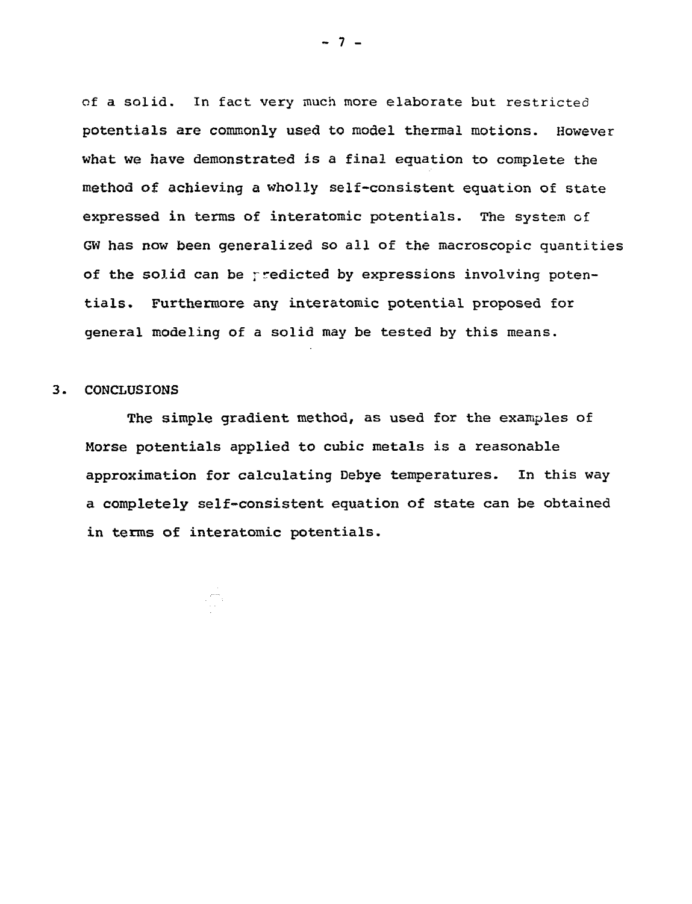of a solid. In fact very much more elaborate but restricted potentials are commonly used to model thermal motions. However what we have demonstrated is a final equation to complete the method of achieving a wholly self-consistent equation of state expressed in terms of interatomic potentials. The system of GW has now been generalized so all of the macroscopic quantities of the solid can be predicted by expressions involving potentials. Furthermore any interatomic potential proposed for general modeling of a solid may be tested by this means.

## 3. CONCLUSIONS

The simple gradient method, as used for the examples of Morse potentials applied to cubic metals is a reasonable approximation for calculating Debye temperatures. In this way a completely self-consistent equation of state can be obtained in terms of interatomic potentials.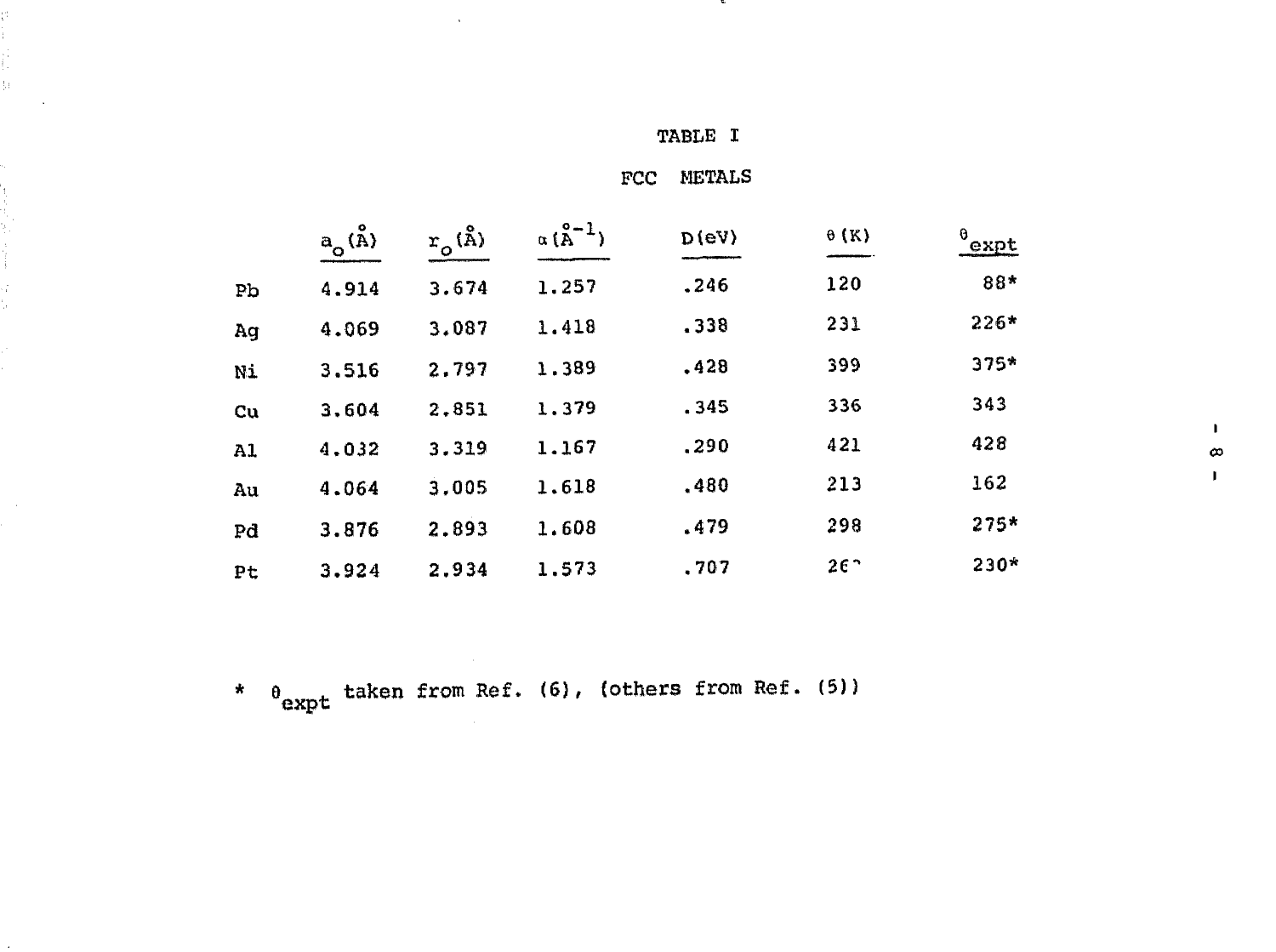# TABLE I

## FCC METALS

| | $a_o$(Å) | $r_o$(Å) | $\alpha$(Å$^{-1}$) | D(eV) | $\theta$(K) | $\theta_{expt}$ |
|---|---|---|---|---|---|---|
| Pb | 4.914 | 3.674 | 1.257 | .246 | 120 | 88* |
| Ag | 4.069 | 3.087 | 1.418 | .338 | 231 | 226* |
| Ni | 3.516 | 2.797 | 1.389 | .428 | 399 | 375* |
| Cu | 3.604 | 2.851 | 1.379 | .345 | 336 | 343 |
| Al | 4.032 | 3.319 | 1.167 | .290 | 421 | 428 |
| Au | 4.064 | 3.005 | 1.618 | .480 | 213 | 162 |
| Pd | 3.876 | 2.893 | 1.608 | .479 | 298 | 275* |
| Pt | 3.924 | 2.934 | 1.573 | .707 | 26? | 230* |

* $\theta_{expt}$ taken from Ref. (6), (others from Ref. (5))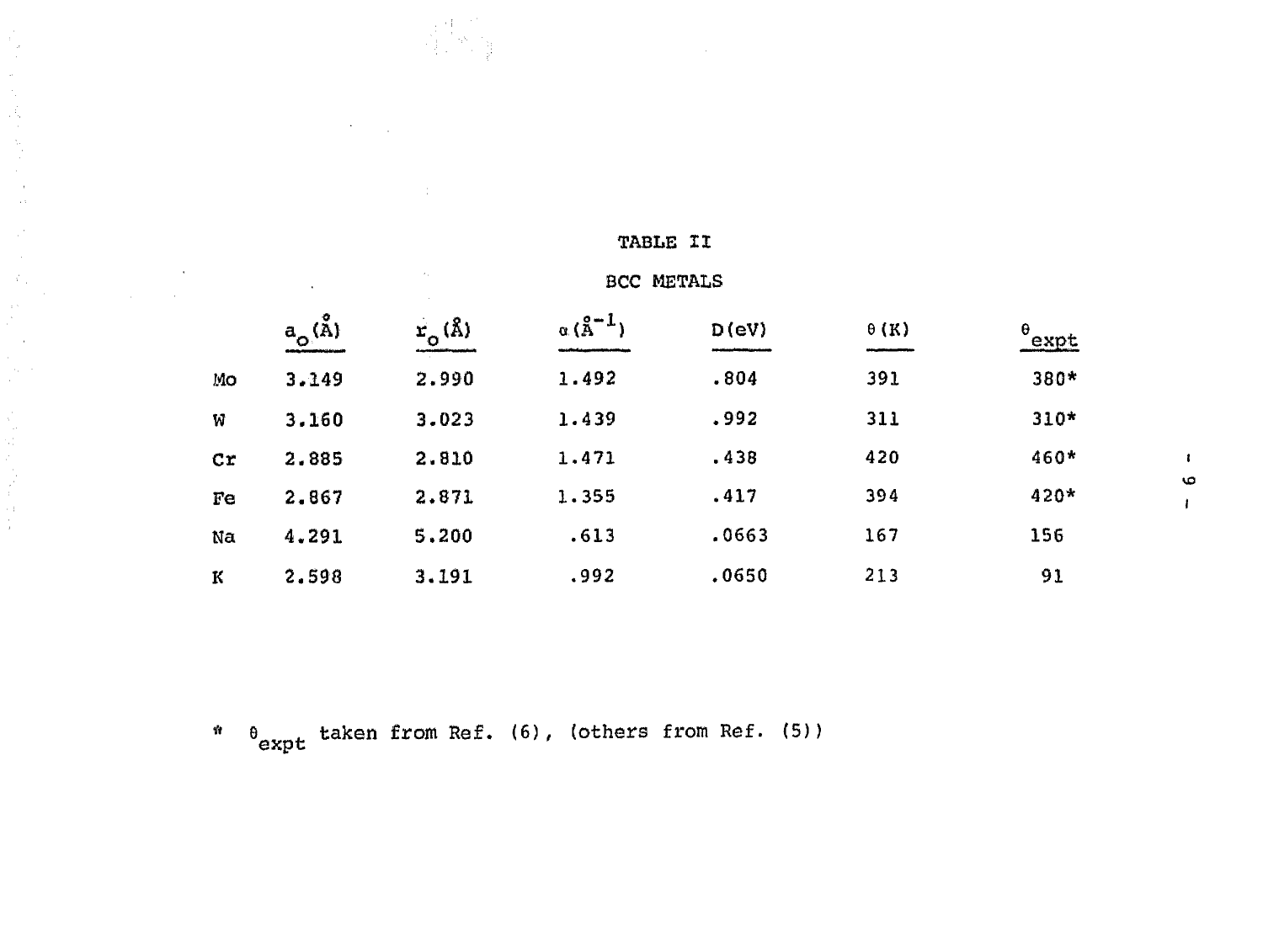TABLE II

BCC METALS

| | $a_o$(Å) | $r_o$(Å) | $\alpha$(Å$^{-1}$) | D(eV) | $\theta$(K) | $\theta_{expt}$ |
|---|---|---|---|---|---|---|
| Mo | 3.149 | 2.990 | 1.492 | .804 | 391 | 380* |
| W | 3.160 | 3.023 | 1.439 | .992 | 311 | 310* |
| Cr | 2.885 | 2.810 | 1.471 | .438 | 420 | 460* |
| Fe | 2.867 | 2.871 | 1.355 | .417 | 394 | 420* |
| Na | 4.291 | 5.200 | .613 | .0663 | 167 | 156 |
| K | 2.598 | 3.191 | .992 | .0650 | 213 | 91 |

* $\theta_{expt}$ taken from Ref. (6), (others from Ref. (5))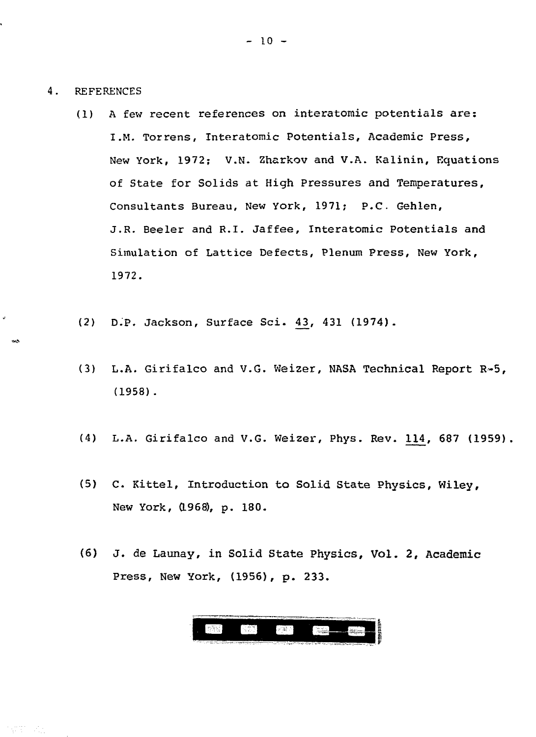## 4. REFERENCES

(1) A few recent references on interatomic potentials are: I.M. Torrens, Interatomic Potentials, Academic Press, New York, 1972; V.N. Zharkov and V.A. Kalinin, Equations of State for Solids at High Pressures and Temperatures, Consultants Bureau, New York, 1971; P.C. Gehlen, J.R. Beeler and R.I. Jaffee, Interatomic Potentials and Simulation of Lattice Defects, Plenum Press, New York, 1972.

(2) D.P. Jackson, Surface Sci. 43, 431 (1974).

(3) L.A. Girifalco and V.G. Weizer, NASA Technical Report R-5, (1958).

(4) L.A. Girifalco and V.G. Weizer, Phys. Rev. 114, 687 (1959).

(5) C. Kittel, Introduction to Solid State Physics, Wiley, New York, (1968), p. 180.

(6) J. de Launay, in Solid State Physics, Vol. 2, Academic Press, New York, (1956), p. 233.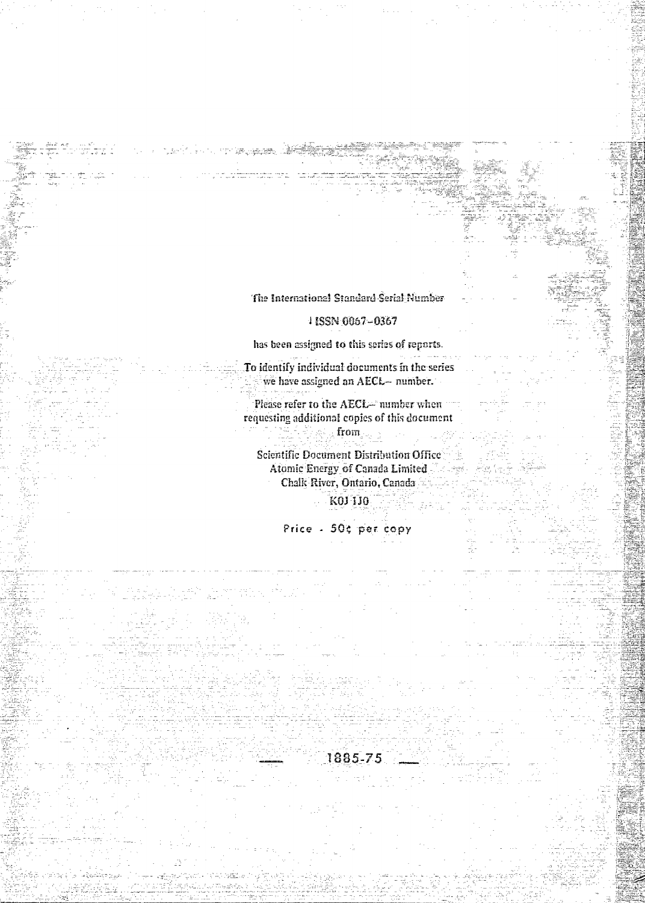The International Standard Serial Number

ISSN 0067-0367

has been assigned to this series of reports.

To identify individual documents in the series we have assigned an AECL– number.

Please refer to the AECL– number when requesting additional copies of this document from

Scientific Document Distribution Office
Atomic Energy of Canada Limited
Chalk River, Ontario, Canada
K0J 1J0

Price - 50¢ per copy

1885-75